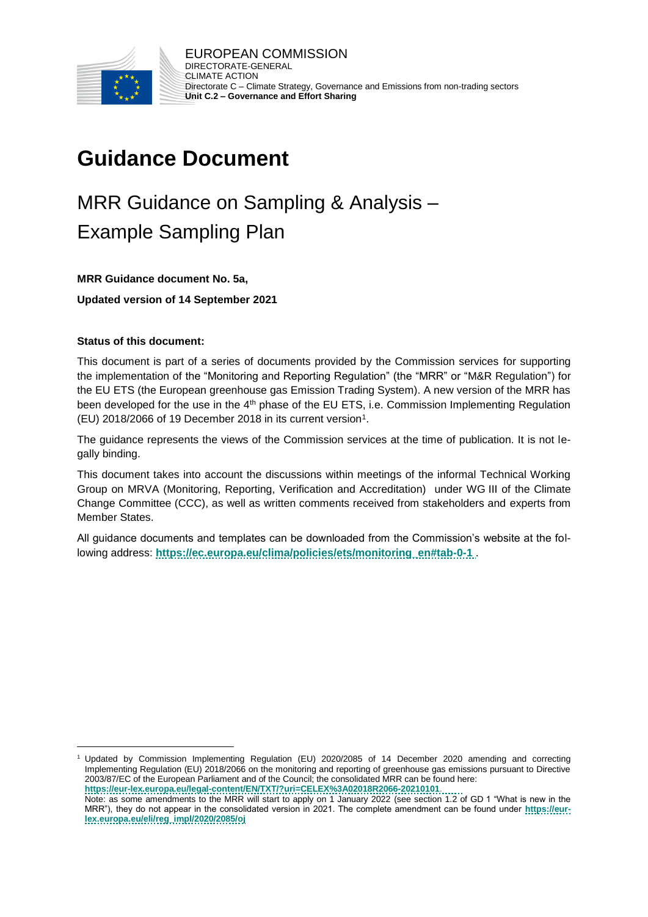EUROPEAN COMMISSION
DIRECTORATE-GENERAL
CLIMATE ACTION
Directorate C – Climate Strategy, Governance and Emissions from non-trading sectors
**Unit C.2 – Governance and Effort Sharing**

# Guidance Document

## MRR Guidance on Sampling & Analysis – Example Sampling Plan

**MRR Guidance document No. 5a,**

**Updated version of 14 September 2021**

**Status of this document:**

This document is part of a series of documents provided by the Commission services for supporting the implementation of the "Monitoring and Reporting Regulation" (the "MRR" or "M&R Regulation") for the EU ETS (the European greenhouse gas Emission Trading System). A new version of the MRR has been developed for the use in the 4th phase of the EU ETS, i.e. Commission Implementing Regulation (EU) 2018/2066 of 19 December 2018 in its current version[1].

The guidance represents the views of the Commission services at the time of publication. It is not legally binding.

This document takes into account the discussions within meetings of the informal Technical Working Group on MRVA (Monitoring, Reporting, Verification and Accreditation) under WG III of the Climate Change Committee (CCC), as well as written comments received from stakeholders and experts from Member States.

All guidance documents and templates can be downloaded from the Commission's website at the following address: **https://ec.europa.eu/clima/policies/ets/monitoring_en#tab-0-1** .

[1] Updated by Commission Implementing Regulation (EU) 2020/2085 of 14 December 2020 amending and correcting Implementing Regulation (EU) 2018/2066 on the monitoring and reporting of greenhouse gas emissions pursuant to Directive 2003/87/EC of the European Parliament and of the Council; the consolidated MRR can be found here: **https://eur-lex.europa.eu/legal-content/EN/TXT/?uri=CELEX%3A02018R2066-20210101**
Note: as some amendments to the MRR will start to apply on 1 January 2022 (see section 1.2 of GD 1 "What is new in the MRR"), they do not appear in the consolidated version in 2021. The complete amendment can be found under **https://eur-lex.europa.eu/eli/reg_impl/2020/2085/oj**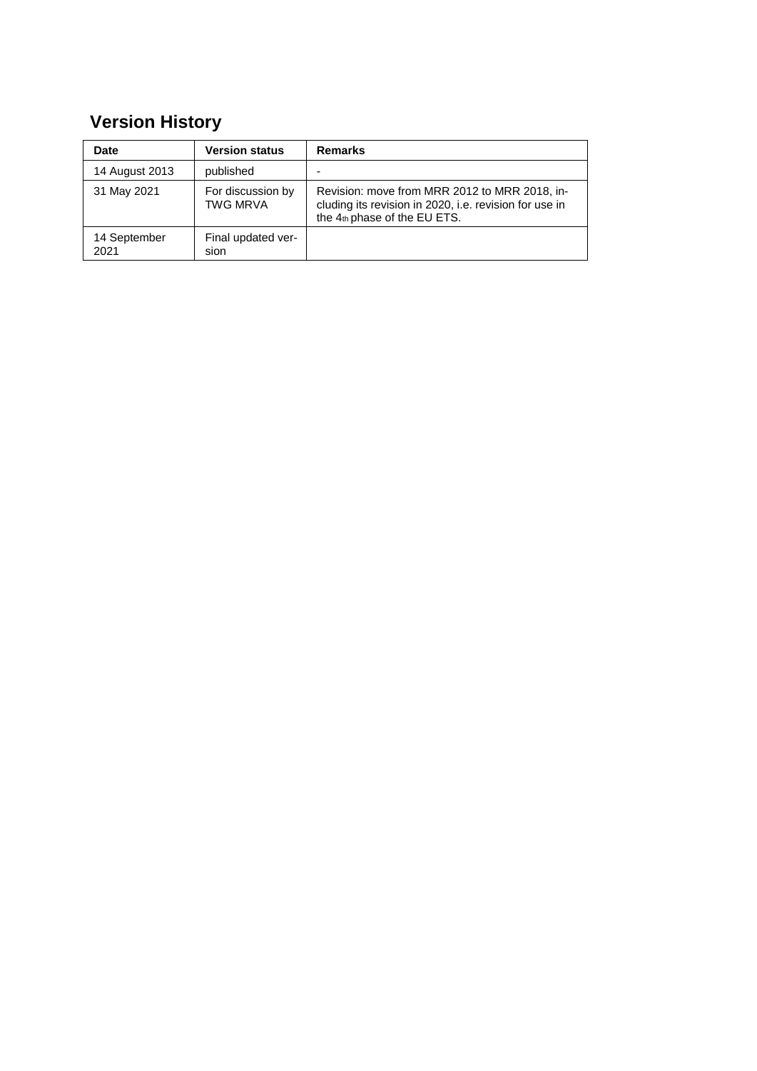## Version History

| Date | Version status | Remarks |
|---|---|---|
| 14 August 2013 | published | - |
| 31 May 2021 | For discussion by TWG MRVA | Revision: move from MRR 2012 to MRR 2018, including its revision in 2020, i.e. revision for use in the 4th phase of the EU ETS. |
| 14 September 2021 | Final updated version | |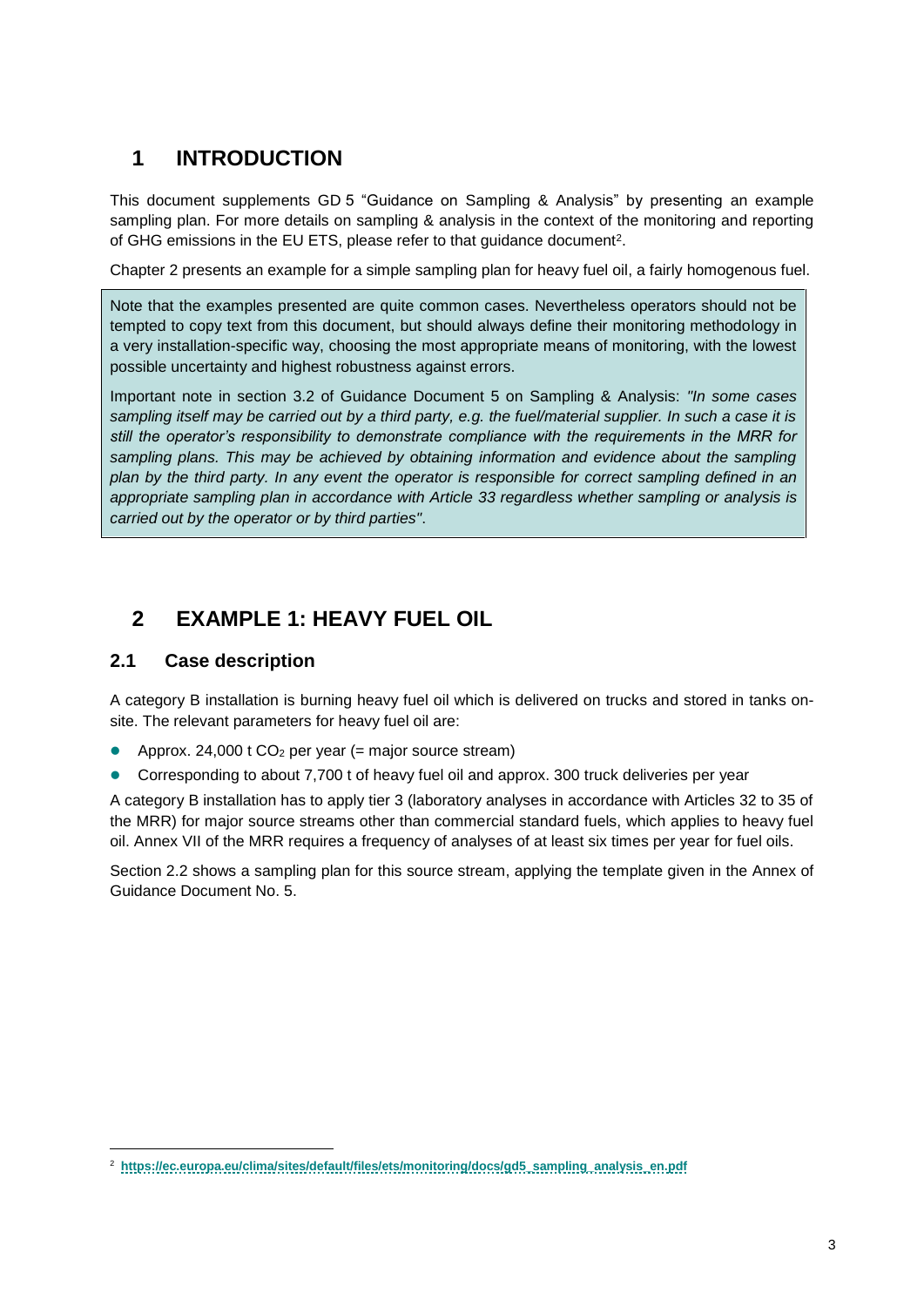# 1 INTRODUCTION

This document supplements GD 5 "Guidance on Sampling & Analysis" by presenting an example sampling plan. For more details on sampling & analysis in the context of the monitoring and reporting of GHG emissions in the EU ETS, please refer to that guidance document[2].

Chapter 2 presents an example for a simple sampling plan for heavy fuel oil, a fairly homogenous fuel.

> Note that the examples presented are quite common cases. Nevertheless operators should not be tempted to copy text from this document, but should always define their monitoring methodology in a very installation-specific way, choosing the most appropriate means of monitoring, with the lowest possible uncertainty and highest robustness against errors.
>
> Important note in section 3.2 of Guidance Document 5 on Sampling & Analysis: *"In some cases sampling itself may be carried out by a third party, e.g. the fuel/material supplier. In such a case it is still the operator's responsibility to demonstrate compliance with the requirements in the MRR for sampling plans. This may be achieved by obtaining information and evidence about the sampling plan by the third party. In any event the operator is responsible for correct sampling defined in an appropriate sampling plan in accordance with Article 33 regardless whether sampling or analysis is carried out by the operator or by third parties"*.

# 2 EXAMPLE 1: HEAVY FUEL OIL

## 2.1 Case description

A category B installation is burning heavy fuel oil which is delivered on trucks and stored in tanks on-site. The relevant parameters for heavy fuel oil are:

- Approx. 24,000 t $CO_2$ per year (= major source stream)
- Corresponding to about 7,700 t of heavy fuel oil and approx. 300 truck deliveries per year

A category B installation has to apply tier 3 (laboratory analyses in accordance with Articles 32 to 35 of the MRR) for major source streams other than commercial standard fuels, which applies to heavy fuel oil. Annex VII of the MRR requires a frequency of analyses of at least six times per year for fuel oils.

Section 2.2 shows a sampling plan for this source stream, applying the template given in the Annex of Guidance Document No. 5.

[2] https://ec.europa.eu/clima/sites/default/files/ets/monitoring/docs/gd5_sampling_analysis_en.pdf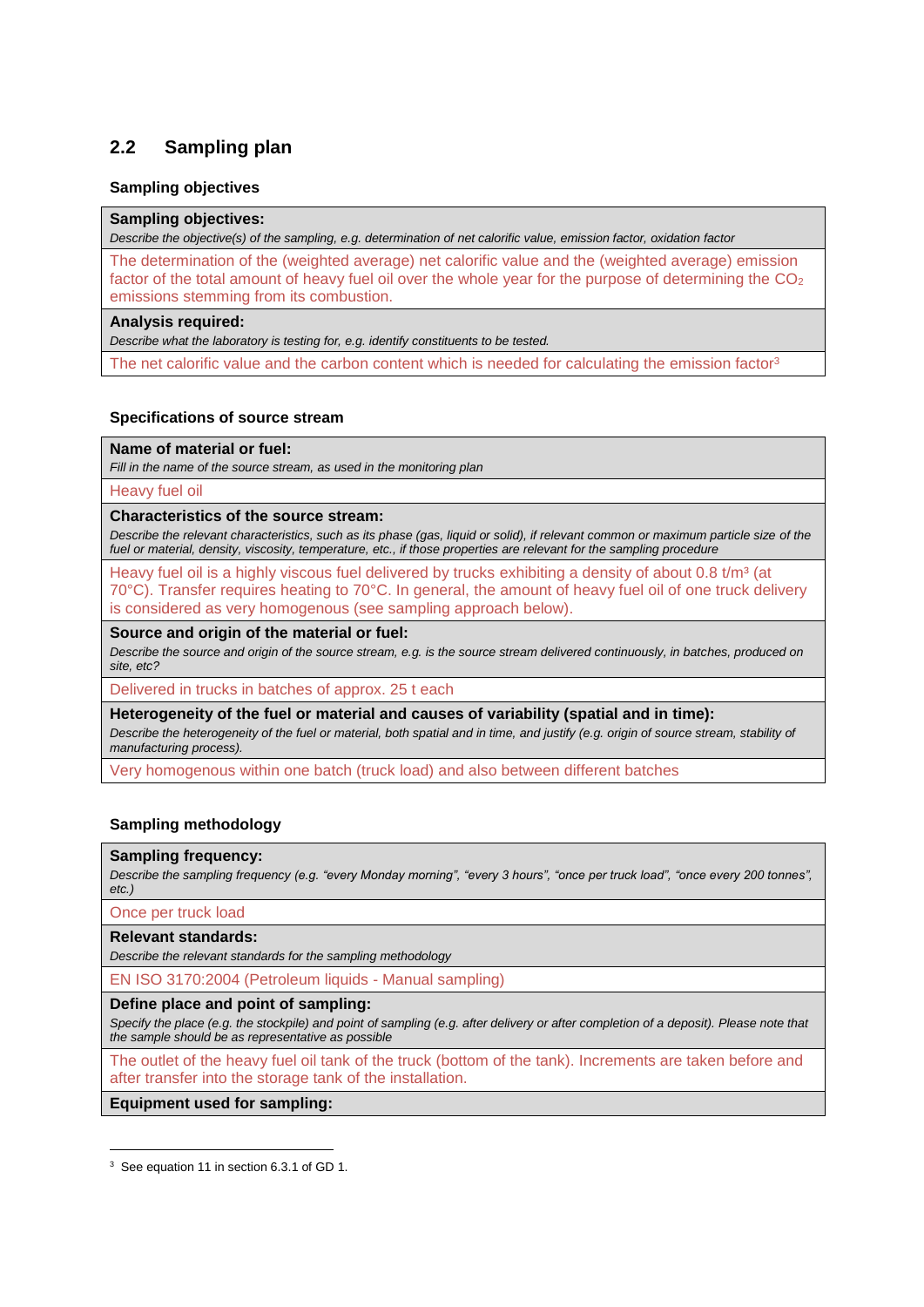## 2.2 Sampling plan

### Sampling objectives

| **Sampling objectives:**<br>*Describe the objective(s) of the sampling, e.g. determination of net calorific value, emission factor, oxidation factor* |
|---|
| The determination of the (weighted average) net calorific value and the (weighted average) emission factor of the total amount of heavy fuel oil over the whole year for the purpose of determining the $CO_2$ emissions stemming from its combustion. |
| **Analysis required:**<br>*Describe what the laboratory is testing for, e.g. identify constituents to be tested.* |
| The net calorific value and the carbon content which is needed for calculating the emission factor[3] |

### Specifications of source stream

| **Name of material or fuel:**<br>*Fill in the name of the source stream, as used in the monitoring plan* |
|---|
| Heavy fuel oil |
| **Characteristics of the source stream:**<br>*Describe the relevant characteristics, such as its phase (gas, liquid or solid), if relevant common or maximum particle size of the fuel or material, density, viscosity, temperature, etc., if those properties are relevant for the sampling procedure* |
| Heavy fuel oil is a highly viscous fuel delivered by trucks exhibiting a density of about 0.8 t/m³ (at 70°C). Transfer requires heating to 70°C. In general, the amount of heavy fuel oil of one truck delivery is considered as very homogenous (see sampling approach below). |
| **Source and origin of the material or fuel:**<br>*Describe the source and origin of the source stream, e.g. is the source stream delivered continuously, in batches, produced on site, etc?* |
| Delivered in trucks in batches of approx. 25 t each |
| **Heterogeneity of the fuel or material and causes of variability (spatial and in time):**<br>*Describe the heterogeneity of the fuel or material, both spatial and in time, and justify (e.g. origin of source stream, stability of manufacturing process).* |
| Very homogenous within one batch (truck load) and also between different batches |

### Sampling methodology

| **Sampling frequency:**<br>*Describe the sampling frequency (e.g. "every Monday morning", "every 3 hours", "once per truck load", "once every 200 tonnes", etc.)* |
|---|
| Once per truck load |
| **Relevant standards:**<br>*Describe the relevant standards for the sampling methodology* |
| EN ISO 3170:2004 (Petroleum liquids - Manual sampling) |
| **Define place and point of sampling:**<br>*Specify the place (e.g. the stockpile) and point of sampling (e.g. after delivery or after completion of a deposit). Please note that the sample should be as representative as possible* |
| The outlet of the heavy fuel oil tank of the truck (bottom of the tank). Increments are taken before and after transfer into the storage tank of the installation. |
| **Equipment used for sampling:** |

[3] See equation 11 in section 6.3.1 of GD 1.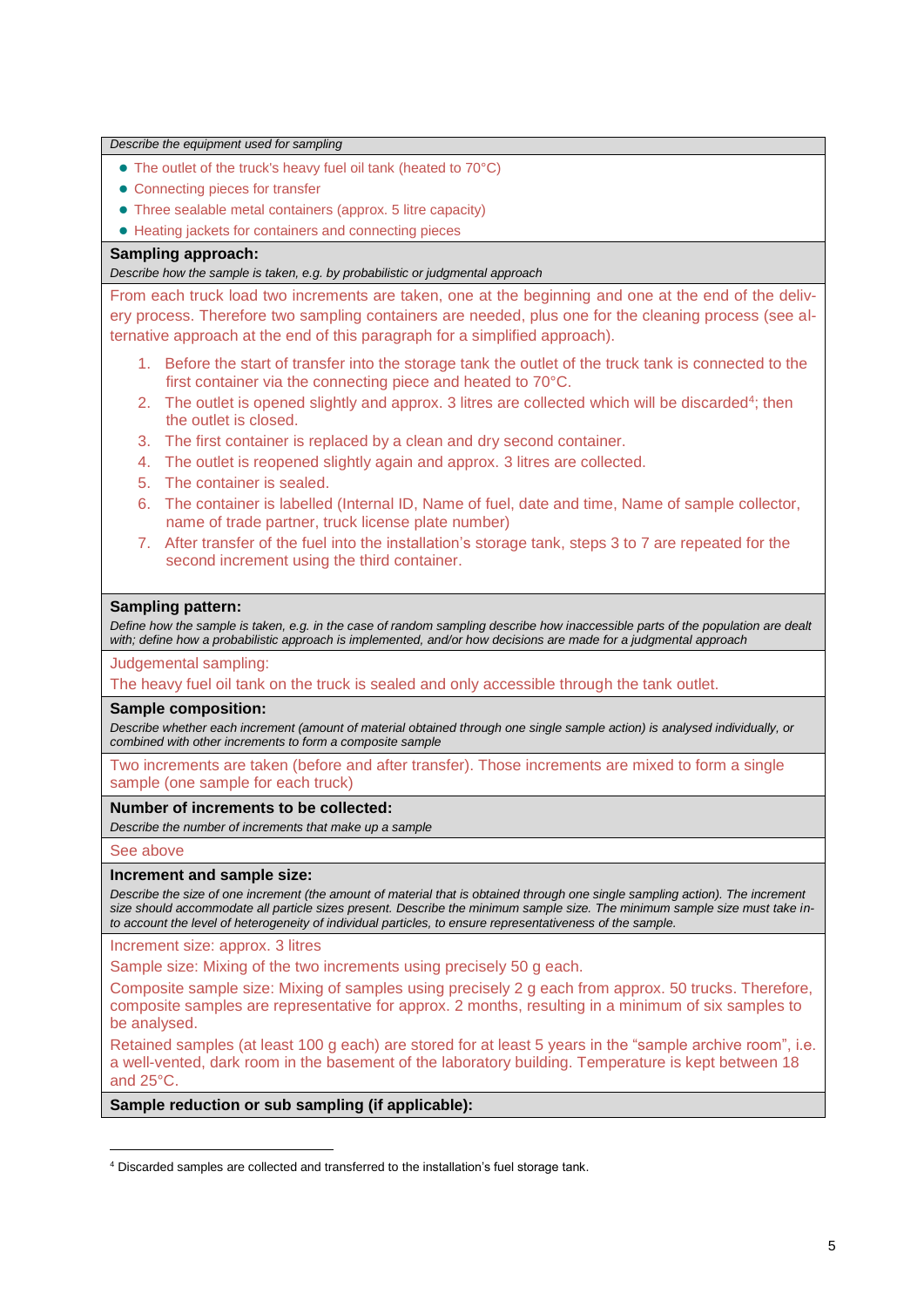*Describe the equipment used for sampling*

- The outlet of the truck's heavy fuel oil tank (heated to 70°C)
- Connecting pieces for transfer
- Three sealable metal containers (approx. 5 litre capacity)
- Heating jackets for containers and connecting pieces

**Sampling approach:**

*Describe how the sample is taken, e.g. by probabilistic or judgmental approach*

From each truck load two increments are taken, one at the beginning and one at the end of the delivery process. Therefore two sampling containers are needed, plus one for the cleaning process (see alternative approach at the end of this paragraph for a simplified approach).

1. Before the start of transfer into the storage tank the outlet of the truck tank is connected to the first container via the connecting piece and heated to 70°C.
2. The outlet is opened slightly and approx. 3 litres are collected which will be discarded[4]; then the outlet is closed.
3. The first container is replaced by a clean and dry second container.
4. The outlet is reopened slightly again and approx. 3 litres are collected.
5. The container is sealed.
6. The container is labelled (Internal ID, Name of fuel, date and time, Name of sample collector, name of trade partner, truck license plate number)
7. After transfer of the fuel into the installation's storage tank, steps 3 to 7 are repeated for the second increment using the third container.

**Sampling pattern:**

*Define how the sample is taken, e.g. in the case of random sampling describe how inaccessible parts of the population are dealt with; define how a probabilistic approach is implemented, and/or how decisions are made for a judgmental approach*

Judgemental sampling:

The heavy fuel oil tank on the truck is sealed and only accessible through the tank outlet.

**Sample composition:**

*Describe whether each increment (amount of material obtained through one single sample action) is analysed individually, or combined with other increments to form a composite sample*

Two increments are taken (before and after transfer). Those increments are mixed to form a single sample (one sample for each truck)

**Number of increments to be collected:**

*Describe the number of increments that make up a sample*

See above

**Increment and sample size:**

*Describe the size of one increment (the amount of material that is obtained through one single sampling action). The increment size should accommodate all particle sizes present. Describe the minimum sample size. The minimum sample size must take into account the level of heterogeneity of individual particles, to ensure representativeness of the sample.*

Increment size: approx. 3 litres

Sample size: Mixing of the two increments using precisely 50 g each.

Composite sample size: Mixing of samples using precisely 2 g each from approx. 50 trucks. Therefore, composite samples are representative for approx. 2 months, resulting in a minimum of six samples to be analysed.

Retained samples (at least 100 g each) are stored for at least 5 years in the "sample archive room", i.e. a well-vented, dark room in the basement of the laboratory building. Temperature is kept between 18 and 25°C.

**Sample reduction or sub sampling (if applicable):**

[4] Discarded samples are collected and transferred to the installation's fuel storage tank.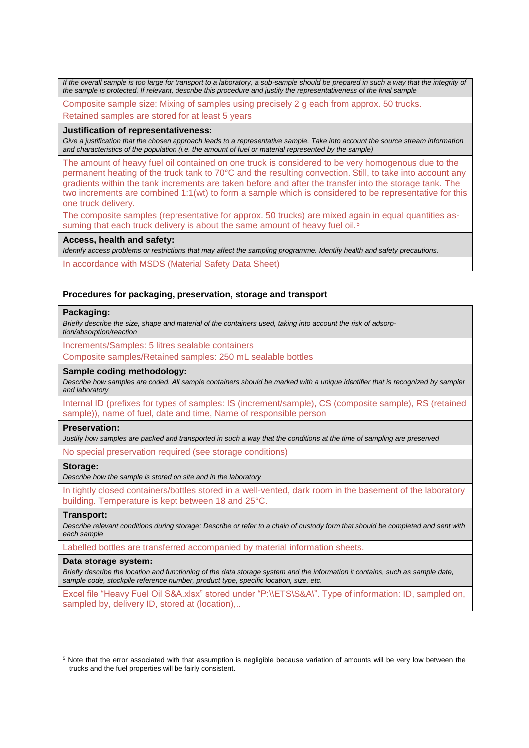*If the overall sample is too large for transport to a laboratory, a sub-sample should be prepared in such a way that the integrity of the sample is protected. If relevant, describe this procedure and justify the representativeness of the final sample*

Composite sample size: Mixing of samples using precisely 2 g each from approx. 50 trucks.

Retained samples are stored for at least 5 years

**Justification of representativeness:**

*Give a justification that the chosen approach leads to a representative sample. Take into account the source stream information and characteristics of the population (i.e. the amount of fuel or material represented by the sample)*

The amount of heavy fuel oil contained on one truck is considered to be very homogenous due to the permanent heating of the truck tank to 70°C and the resulting convection. Still, to take into account any gradients within the tank increments are taken before and after the transfer into the storage tank. The two increments are combined 1:1(wt) to form a sample which is considered to be representative for this one truck delivery.

The composite samples (representative for approx. 50 trucks) are mixed again in equal quantities assuming that each truck delivery is about the same amount of heavy fuel oil.[5]

**Access, health and safety:**

*Identify access problems or restrictions that may affect the sampling programme. Identify health and safety precautions.*

In accordance with MSDS (Material Safety Data Sheet)

**Procedures for packaging, preservation, storage and transport**

**Packaging:**

*Briefly describe the size, shape and material of the containers used, taking into account the risk of adsorption/absorption/reaction*

Increments/Samples: 5 litres sealable containers

Composite samples/Retained samples: 250 mL sealable bottles

**Sample coding methodology:**

*Describe how samples are coded. All sample containers should be marked with a unique identifier that is recognized by sampler and laboratory*

Internal ID (prefixes for types of samples: IS (increment/sample), CS (composite sample), RS (retained sample)), name of fuel, date and time, Name of responsible person

**Preservation:**

*Justify how samples are packed and transported in such a way that the conditions at the time of sampling are preserved*

No special preservation required (see storage conditions)

**Storage:**

*Describe how the sample is stored on site and in the laboratory*

In tightly closed containers/bottles stored in a well-vented, dark room in the basement of the laboratory building. Temperature is kept between 18 and 25°C.

**Transport:**

*Describe relevant conditions during storage; Describe or refer to a chain of custody form that should be completed and sent with each sample*

Labelled bottles are transferred accompanied by material information sheets.

**Data storage system:**

*Briefly describe the location and functioning of the data storage system and the information it contains, such as sample date, sample code, stockpile reference number, product type, specific location, size, etc.*

Excel file "Heavy Fuel Oil S&A.xlsx" stored under "P:\\ETS\S&A\". Type of information: ID, sampled on, sampled by, delivery ID, stored at (location),..

---

[5] Note that the error associated with that assumption is negligible because variation of amounts will be very low between the trucks and the fuel properties will be fairly consistent.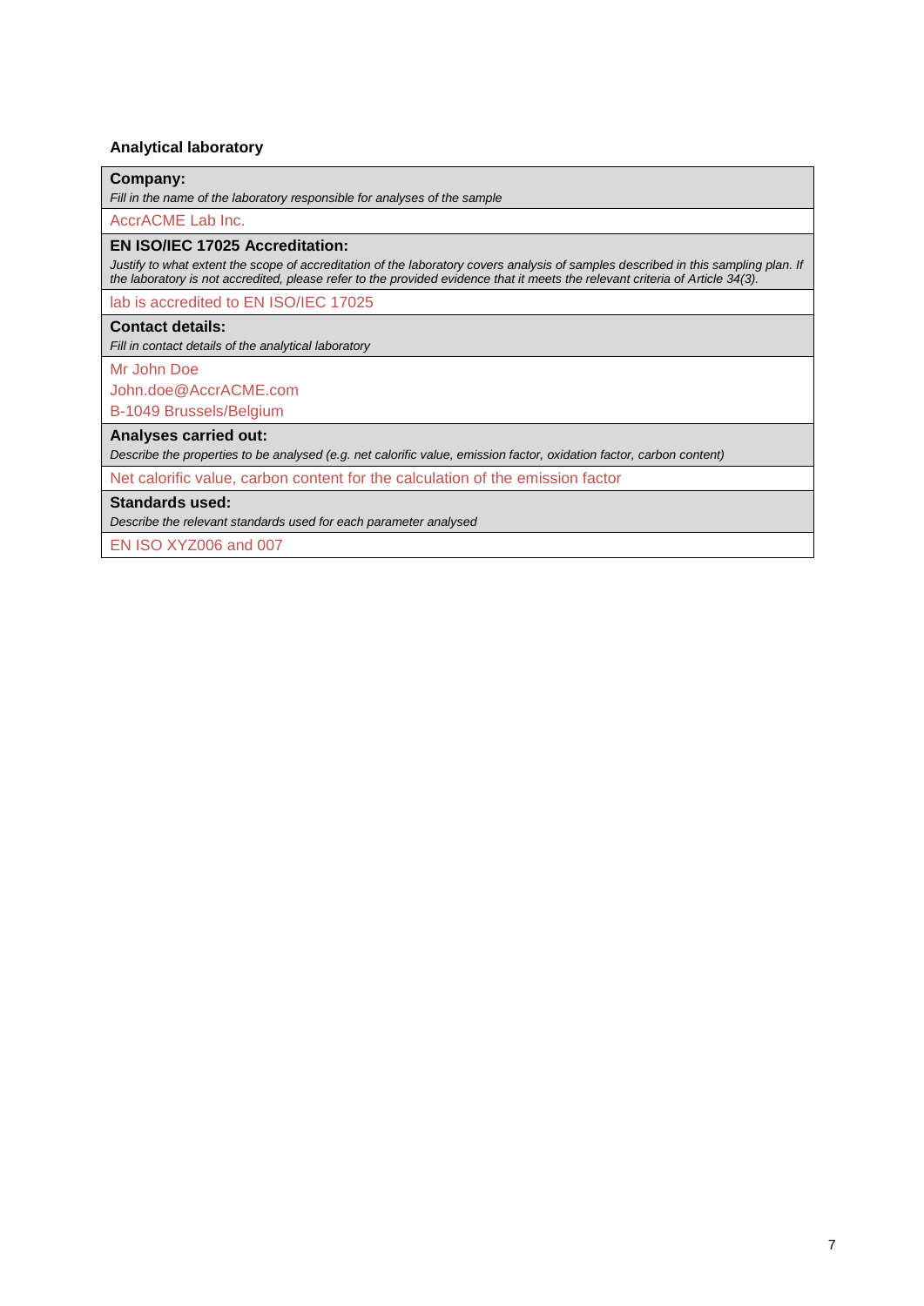**Analytical laboratory**

**Company:**

*Fill in the name of the laboratory responsible for analyses of the sample*

AccrACME Lab Inc.

**EN ISO/IEC 17025 Accreditation:**

*Justify to what extent the scope of accreditation of the laboratory covers analysis of samples described in this sampling plan. If the laboratory is not accredited, please refer to the provided evidence that it meets the relevant criteria of Article 34(3).*

lab is accredited to EN ISO/IEC 17025

**Contact details:**

*Fill in contact details of the analytical laboratory*

Mr John Doe

John.doe@AccrACME.com

B-1049 Brussels/Belgium

**Analyses carried out:**

*Describe the properties to be analysed (e.g. net calorific value, emission factor, oxidation factor, carbon content)*

Net calorific value, carbon content for the calculation of the emission factor

**Standards used:**

*Describe the relevant standards used for each parameter analysed*

EN ISO XYZ006 and 007